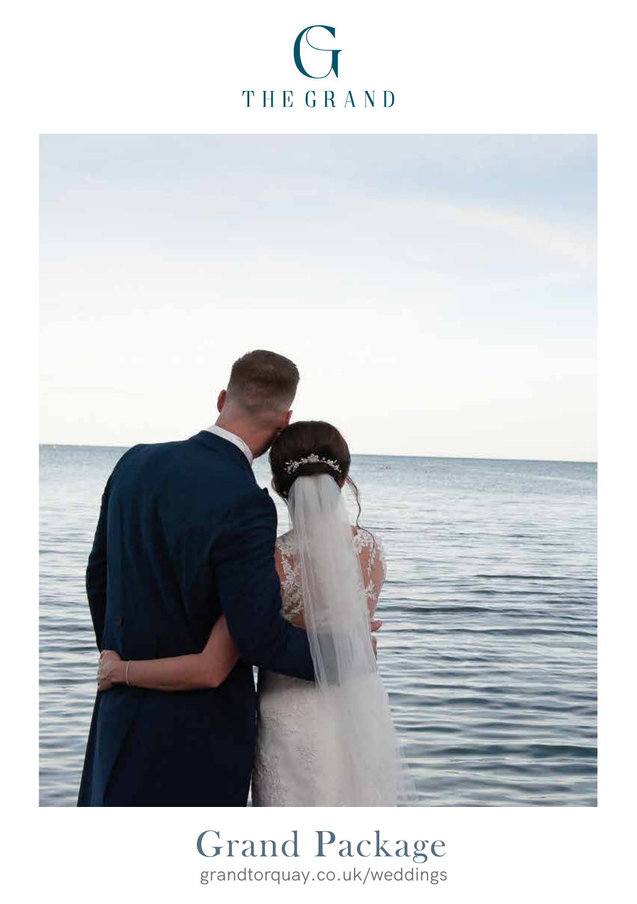THE GRAND

# Grand Package

grandtorquay.co.uk/weddings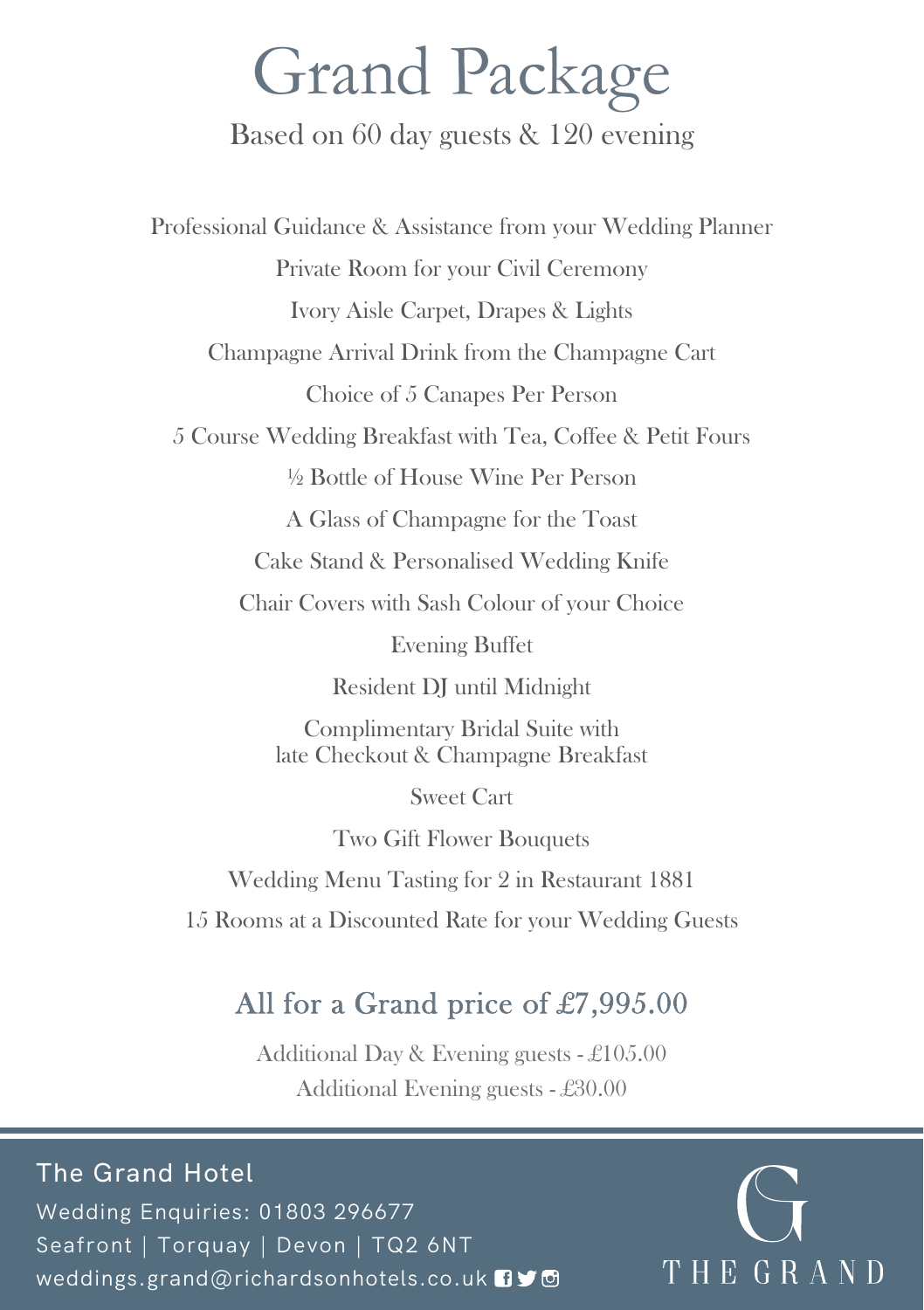# Grand Package

Based on 60 day guests & 120 evening

Professional Guidance & Assistance from your Wedding Planner

Private Room for your Civil Ceremony

Ivory Aisle Carpet, Drapes & Lights

Champagne Arrival Drink from the Champagne Cart

Choice of 5 Canapes Per Person

5 Course Wedding Breakfast with Tea, Coffee & Petit Fours

½ Bottle of House Wine Per Person

A Glass of Champagne for the Toast

Cake Stand & Personalised Wedding Knife

Chair Covers with Sash Colour of your Choice

Evening Buffet

Resident DJ until Midnight

Complimentary Bridal Suite with late Checkout & Champagne Breakfast

Sweet Cart

Two Gift Flower Bouquets

Wedding Menu Tasting for 2 in Restaurant 1881

15 Rooms at a Discounted Rate for your Wedding Guests

## All for a Grand price of £7,995.00

Additional Day & Evening guests - £105.00

Additional Evening guests - £30.00

**The Grand Hotel**

Wedding Enquiries: 01803 296677

Seafront | Torquay | Devon | TQ2 6NT

weddings.grand@richardsonhotels.co.uk

THE GRAND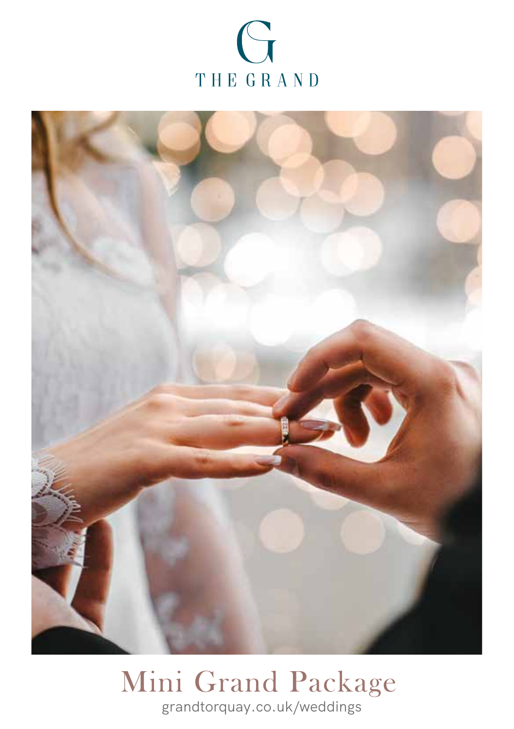THE GRAND

# Mini Grand Package

grandtorquay.co.uk/weddings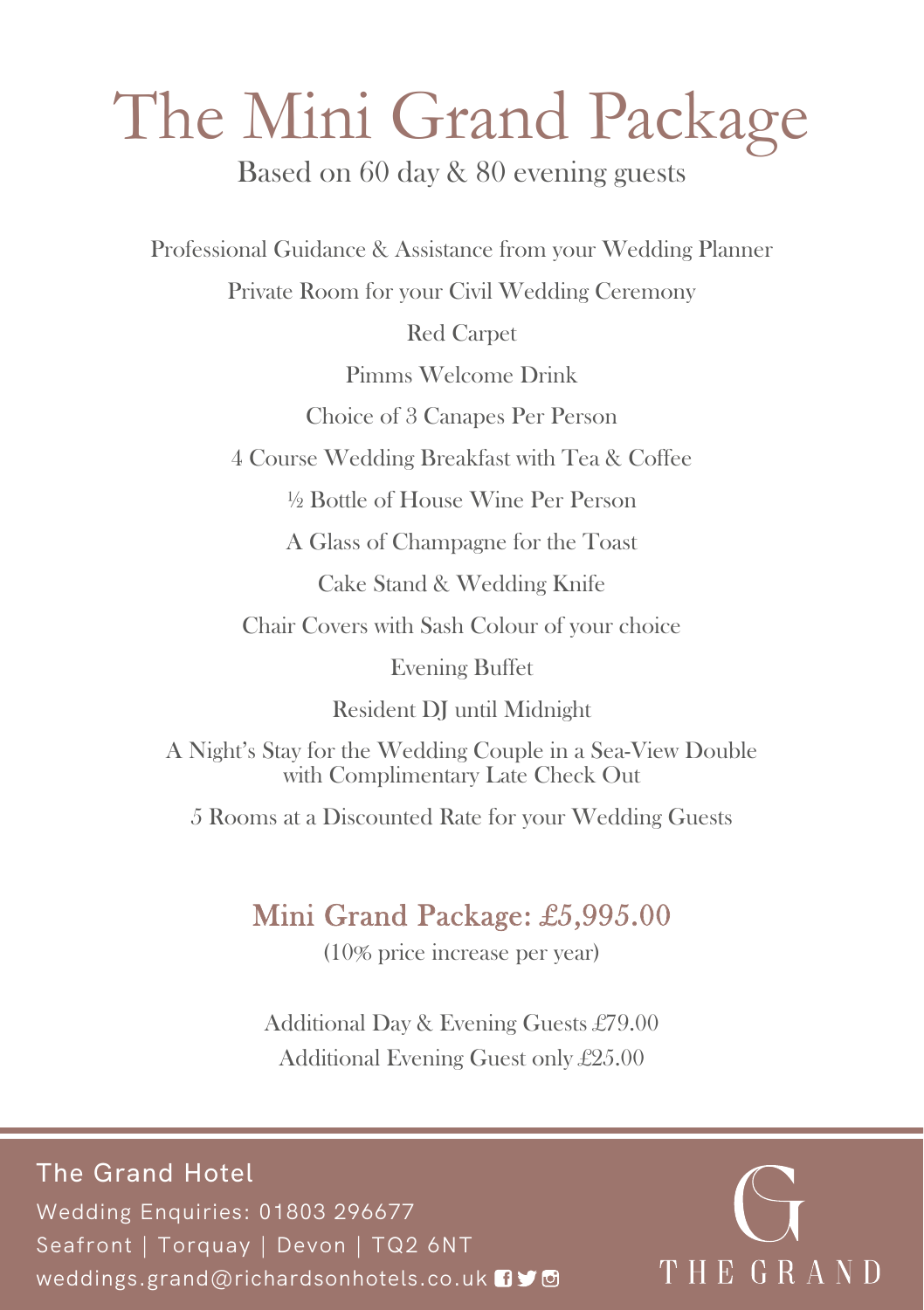# The Mini Grand Package

Based on 60 day & 80 evening guests

Professional Guidance & Assistance from your Wedding Planner

Private Room for your Civil Wedding Ceremony

Red Carpet

Pimms Welcome Drink

Choice of 3 Canapes Per Person

4 Course Wedding Breakfast with Tea & Coffee

½ Bottle of House Wine Per Person

A Glass of Champagne for the Toast

Cake Stand & Wedding Knife

Chair Covers with Sash Colour of your choice

Evening Buffet

Resident DJ until Midnight

A Night's Stay for the Wedding Couple in a Sea-View Double with Complimentary Late Check Out

5 Rooms at a Discounted Rate for your Wedding Guests

## Mini Grand Package: £5,995.00

(10% price increase per year)

Additional Day & Evening Guests £79.00

Additional Evening Guest only £25.00

**The Grand Hotel**

Wedding Enquiries: 01803 296677

Seafront | Torquay | Devon | TQ2 6NT

weddings.grand@richardsonhotels.co.uk

THE GRAND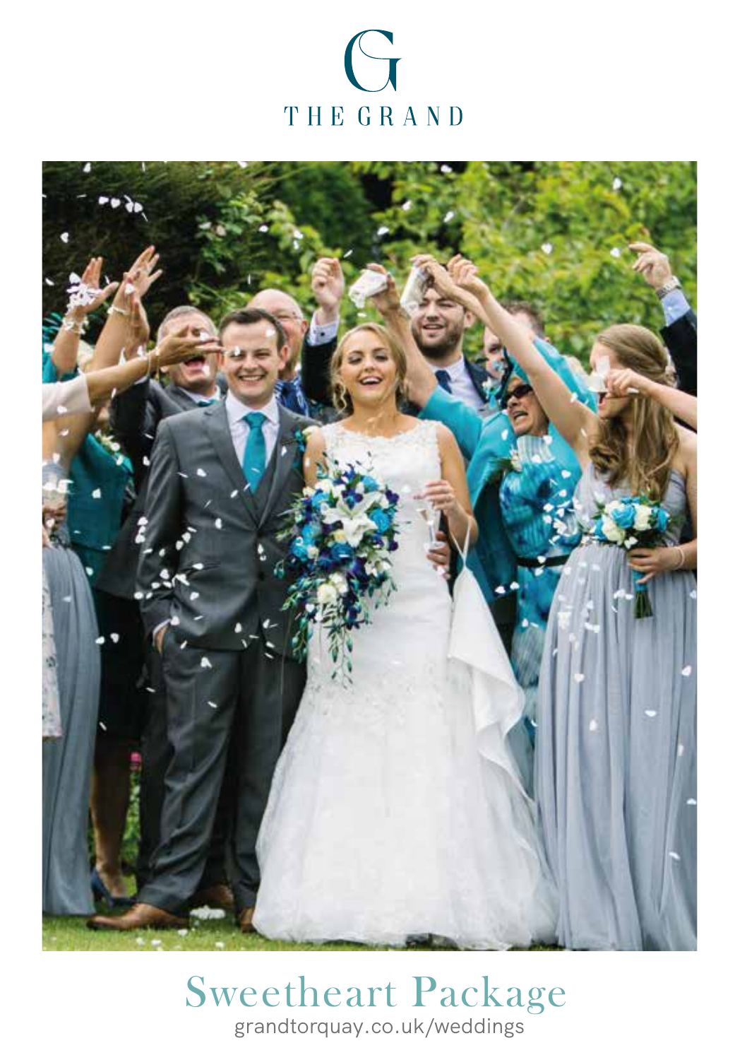THE GRAND

# Sweetheart Package

grandtorquay.co.uk/weddings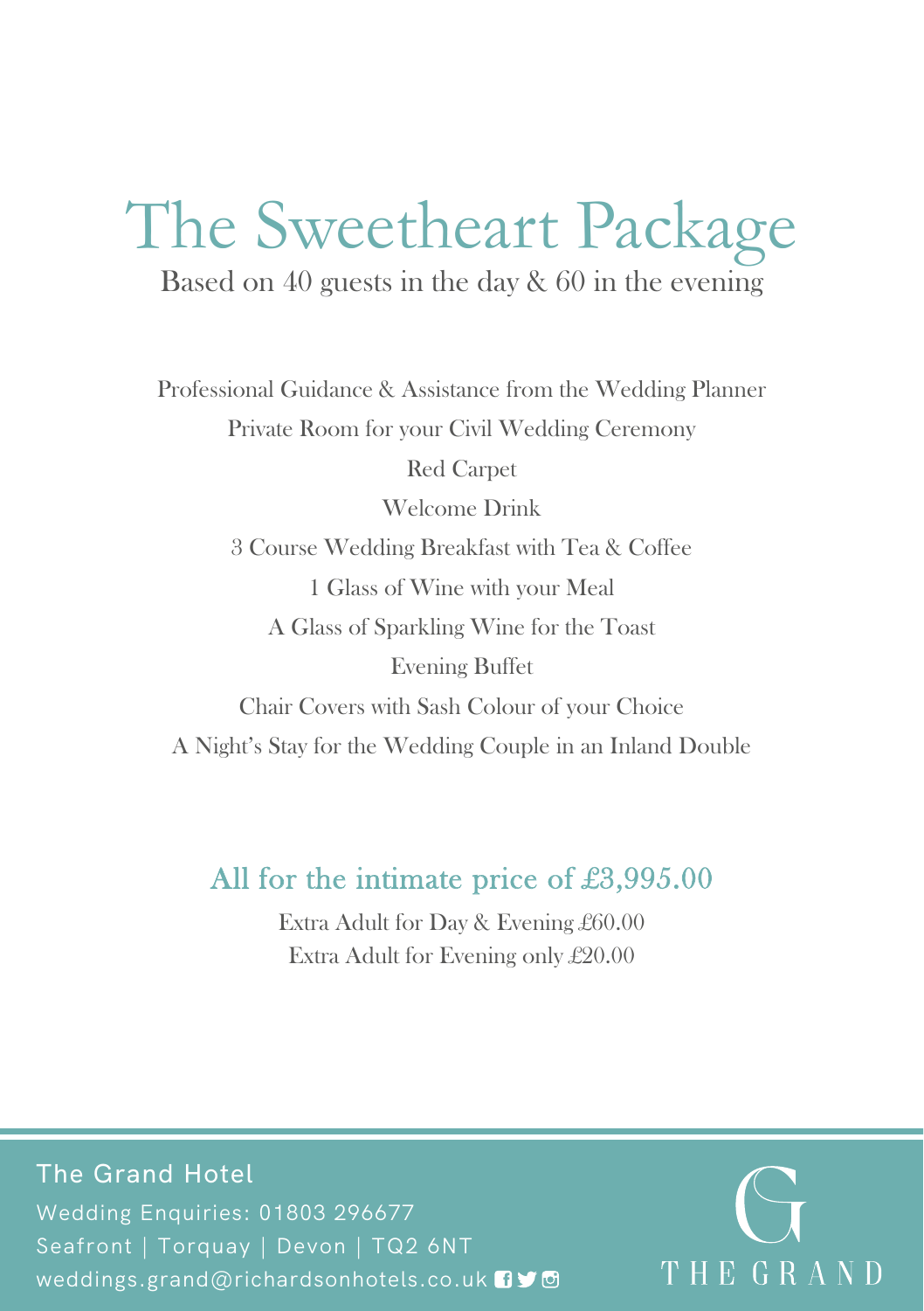# The Sweetheart Package

Based on 40 guests in the day & 60 in the evening

Professional Guidance & Assistance from the Wedding Planner

Private Room for your Civil Wedding Ceremony

Red Carpet

Welcome Drink

3 Course Wedding Breakfast with Tea & Coffee

1 Glass of Wine with your Meal

A Glass of Sparkling Wine for the Toast

Evening Buffet

Chair Covers with Sash Colour of your Choice

A Night's Stay for the Wedding Couple in an Inland Double

## All for the intimate price of £3,995.00

Extra Adult for Day & Evening £60.00

Extra Adult for Evening only £20.00

**The Grand Hotel**

Wedding Enquiries: 01803 296677

Seafront | Torquay | Devon | TQ2 6NT

weddings.grand@richardsonhotels.co.uk

THE GRAND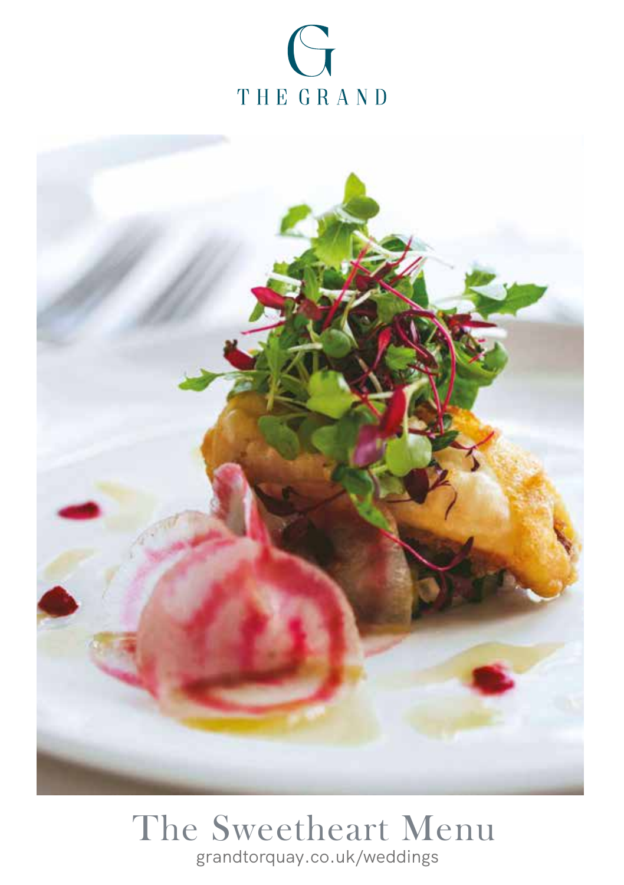THE GRAND

# The Sweetheart Menu

grandtorquay.co.uk/weddings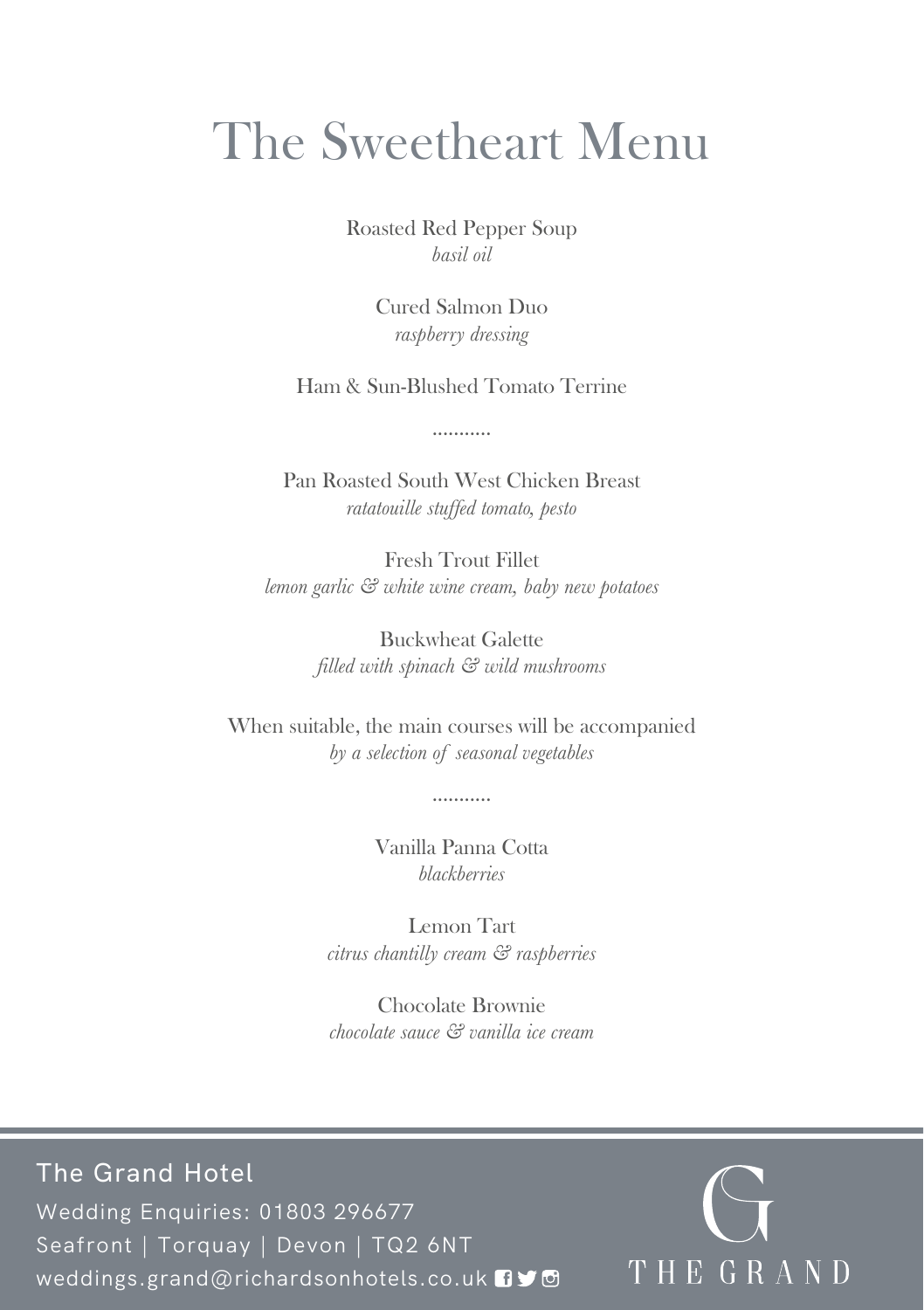# The Sweetheart Menu

Roasted Red Pepper Soup
*basil oil*

Cured Salmon Duo
*raspberry dressing*

Ham & Sun-Blushed Tomato Terrine

...........

Pan Roasted South West Chicken Breast
*ratatouille stuffed tomato, pesto*

Fresh Trout Fillet
*lemon garlic & white wine cream, baby new potatoes*

Buckwheat Galette
*filled with spinach & wild mushrooms*

When suitable, the main courses will be accompanied
*by a selection of seasonal vegetables*

...........

Vanilla Panna Cotta
*blackberries*

Lemon Tart
*citrus chantilly cream & raspberries*

Chocolate Brownie
*chocolate sauce & vanilla ice cream*

The Grand Hotel
Wedding Enquiries: 01803 296677
Seafront | Torquay | Devon | TQ2 6NT
weddings.grand@richardsonhotels.co.uk

THE GRAND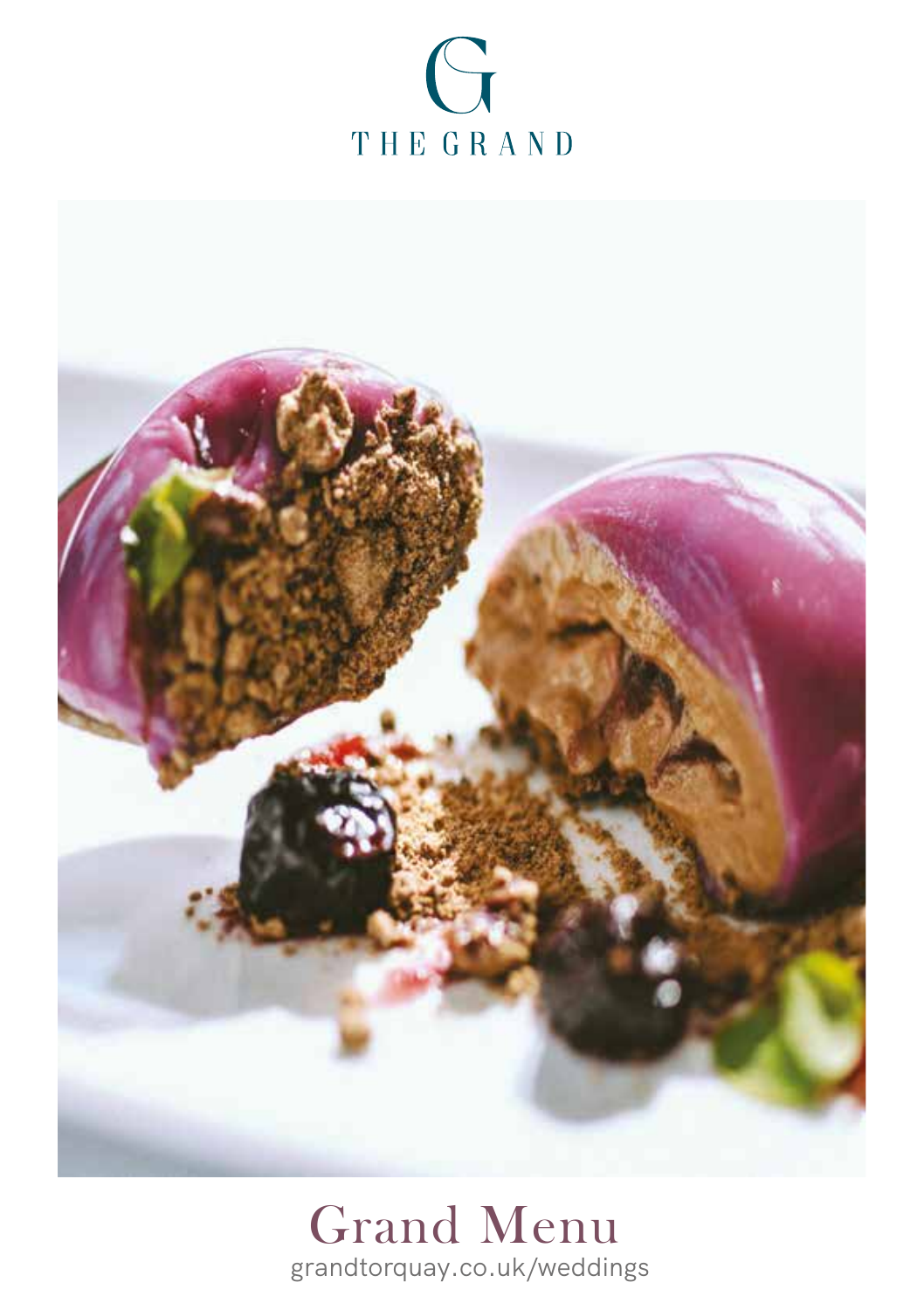THE GRAND

# Grand Menu

grandtorquay.co.uk/weddings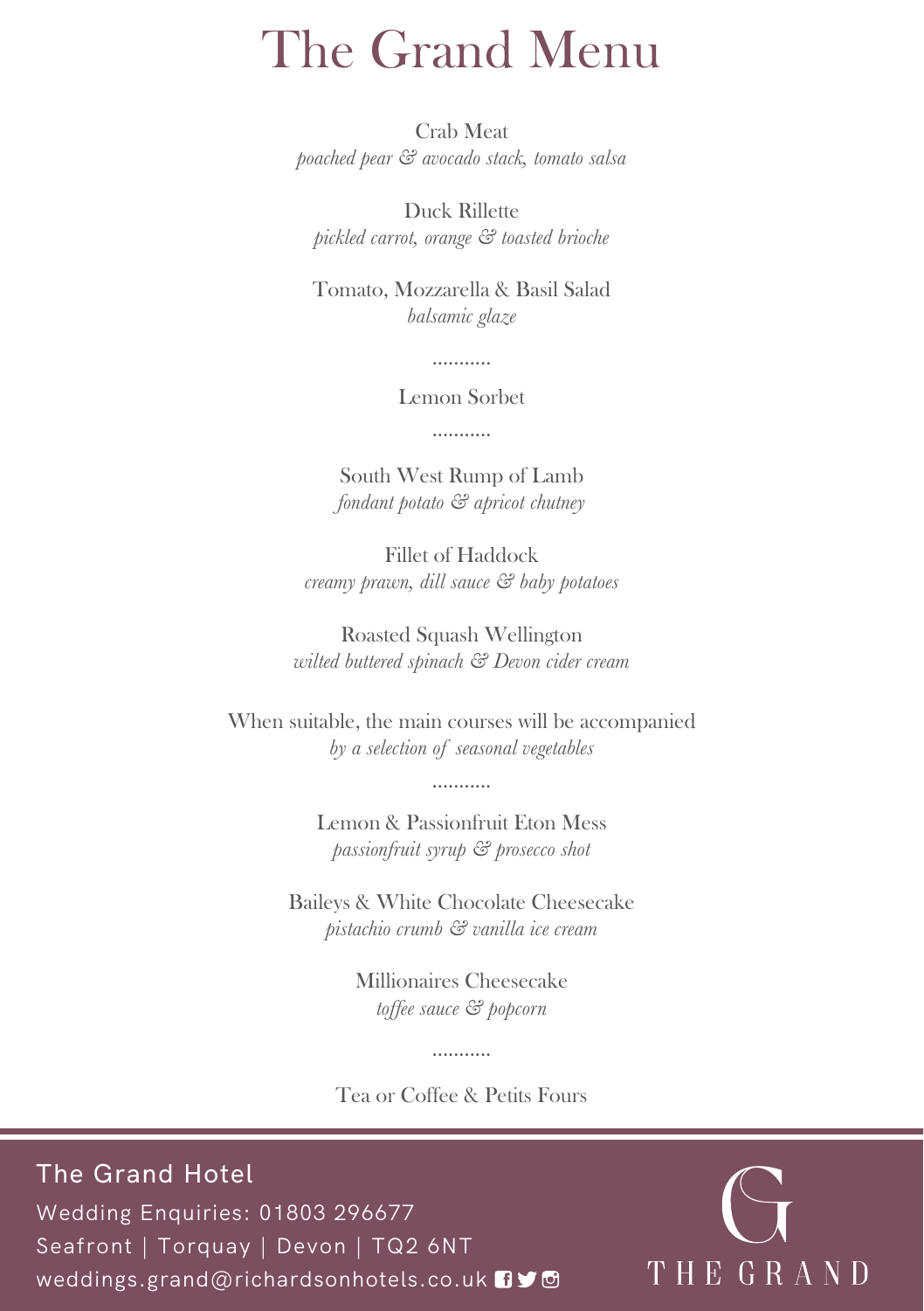# The Grand Menu

Crab Meat
*poached pear & avocado stack, tomato salsa*

Duck Rillette
*pickled carrot, orange & toasted brioche*

Tomato, Mozzarella & Basil Salad
*balsamic glaze*

...........

Lemon Sorbet

...........

South West Rump of Lamb
*fondant potato & apricot chutney*

Fillet of Haddock
*creamy prawn, dill sauce & baby potatoes*

Roasted Squash Wellington
*wilted buttered spinach & Devon cider cream*

When suitable, the main courses will be accompanied
*by a selection of seasonal vegetables*

...........

Lemon & Passionfruit Eton Mess
*passionfruit syrup & prosecco shot*

Baileys & White Chocolate Cheesecake
*pistachio crumb & vanilla ice cream*

Millionaires Cheesecake
*toffee sauce & popcorn*

...........

Tea or Coffee & Petits Fours

The Grand Hotel
Wedding Enquiries: 01803 296677
Seafront | Torquay | Devon | TQ2 6NT
weddings.grand@richardsonhotels.co.uk

THE GRAND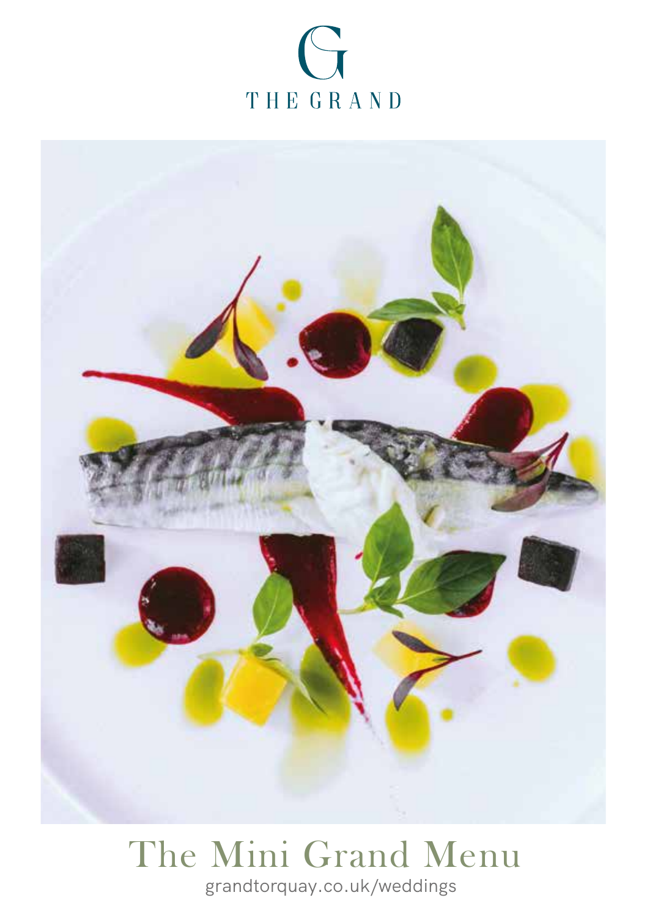THE GRAND

# The Mini Grand Menu

grandtorquay.co.uk/weddings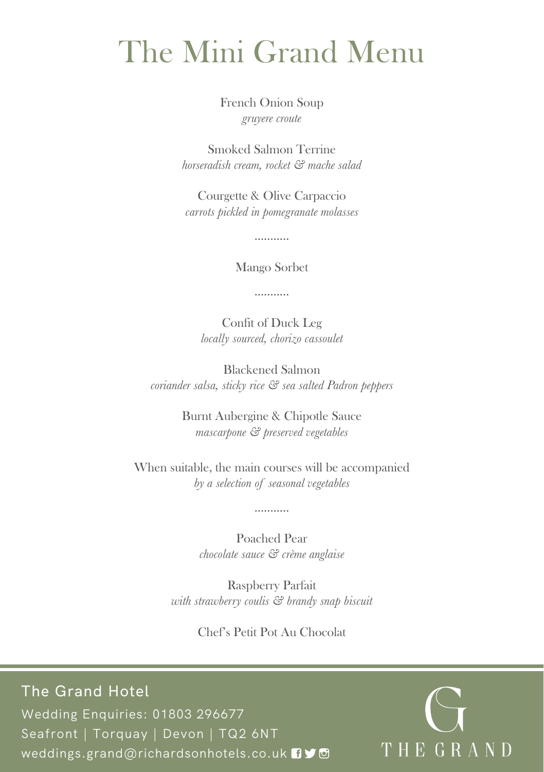# The Mini Grand Menu

French Onion Soup
*gruyere croute*

Smoked Salmon Terrine
*horseradish cream, rocket & mache salad*

Courgette & Olive Carpaccio
*carrots pickled in pomegranate molasses*

...........

Mango Sorbet

...........

Confit of Duck Leg
*locally sourced, chorizo cassoulet*

Blackened Salmon
*coriander salsa, sticky rice & sea salted Padron peppers*

Burnt Aubergine & Chipotle Sauce
*mascarpone & preserved vegetables*

When suitable, the main courses will be accompanied
*by a selection of seasonal vegetables*

...........

Poached Pear
*chocolate sauce & crème anglaise*

Raspberry Parfait
*with strawberry coulis & brandy snap biscuit*

Chef's Petit Pot Au Chocolat

The Grand Hotel
Wedding Enquiries: 01803 296677
Seafront | Torquay | Devon | TQ2 6NT
weddings.grand@richardsonhotels.co.uk

THE GRAND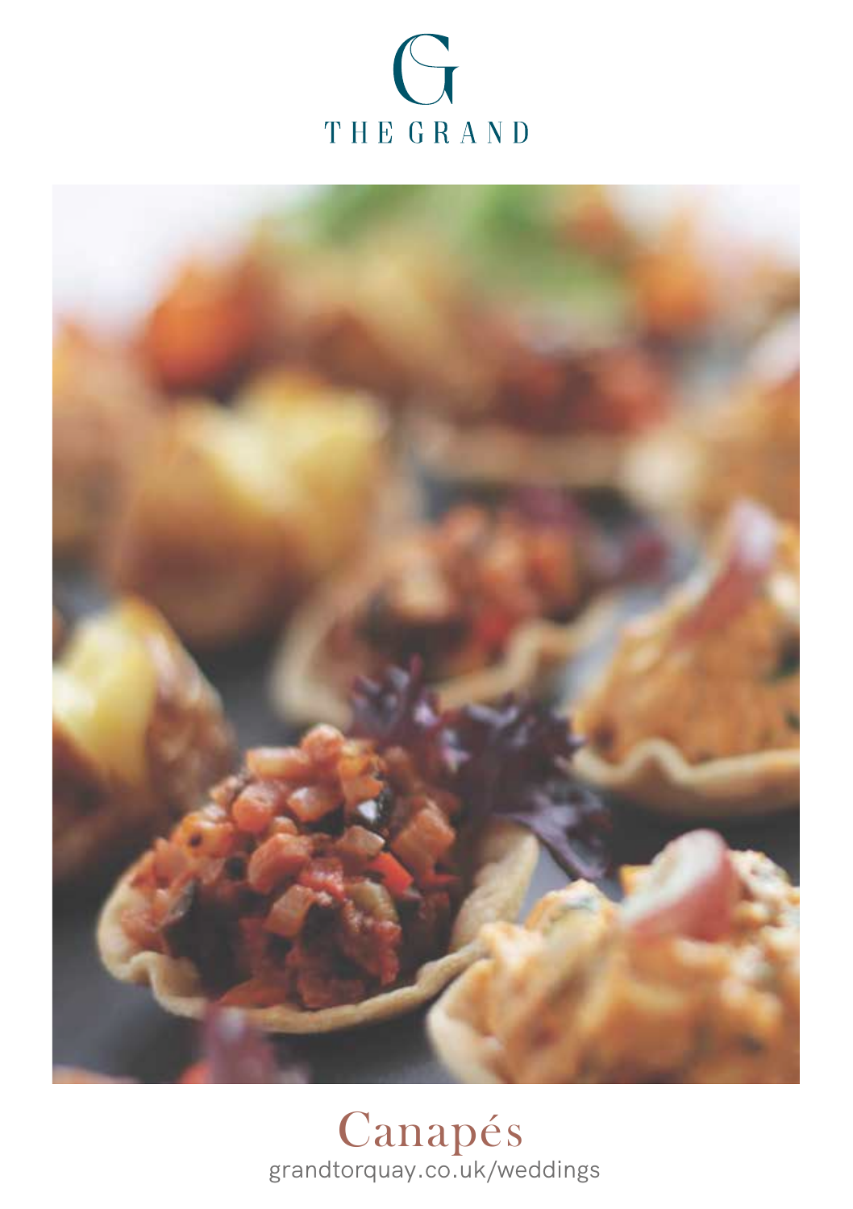THE GRAND

# Canapés

grandtorquay.co.uk/weddings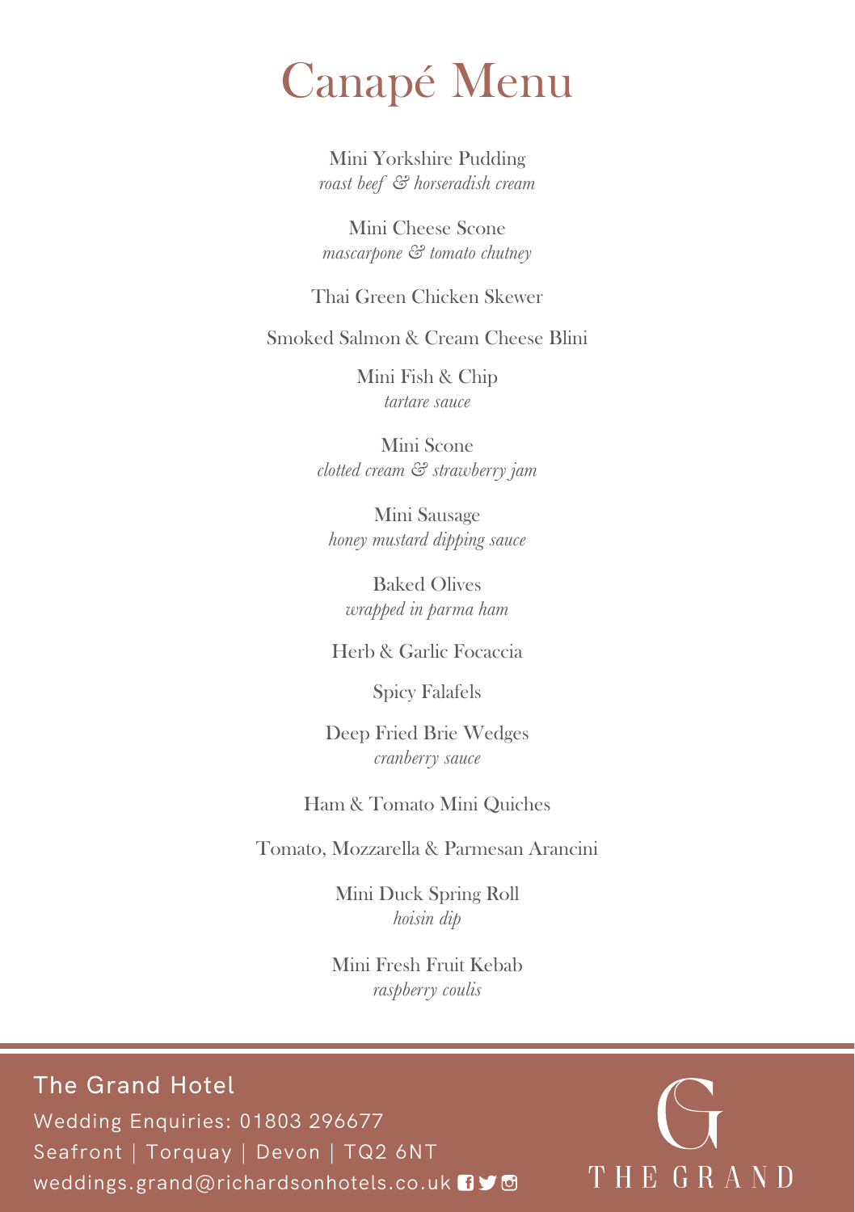# Canapé Menu

Mini Yorkshire Pudding
*roast beef & horseradish cream*

Mini Cheese Scone
*mascarpone & tomato chutney*

Thai Green Chicken Skewer

Smoked Salmon & Cream Cheese Blini

Mini Fish & Chip
*tartare sauce*

Mini Scone
*clotted cream & strawberry jam*

Mini Sausage
*honey mustard dipping sauce*

Baked Olives
*wrapped in parma ham*

Herb & Garlic Focaccia

Spicy Falafels

Deep Fried Brie Wedges
*cranberry sauce*

Ham & Tomato Mini Quiches

Tomato, Mozzarella & Parmesan Arancini

Mini Duck Spring Roll
*hoisin dip*

Mini Fresh Fruit Kebab
*raspberry coulis*

The Grand Hotel
Wedding Enquiries: 01803 296677
Seafront | Torquay | Devon | TQ2 6NT
weddings.grand@richardsonhotels.co.uk

THE GRAND